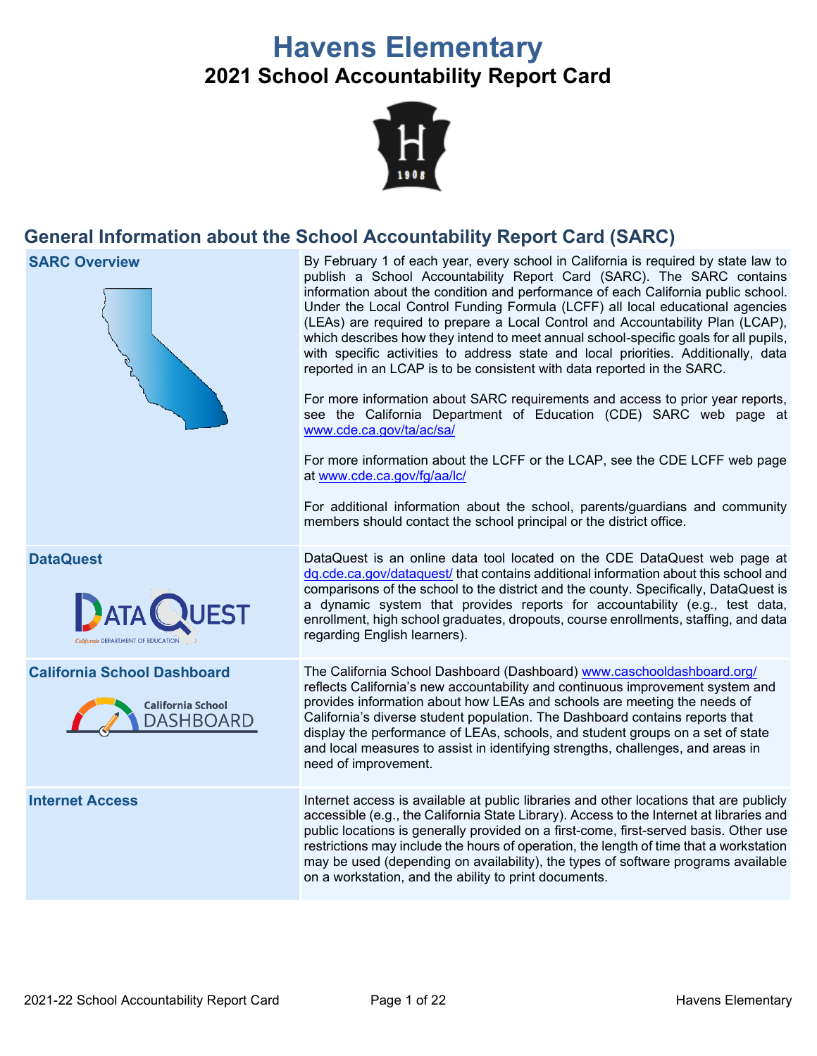# Havens Elementary

## 2021 School Accountability Report Card

## General Information about the School Accountability Report Card (SARC)

| | |
|---|---|
| **SARC Overview** | By February 1 of each year, every school in California is required by state law to publish a School Accountability Report Card (SARC). The SARC contains information about the condition and performance of each California public school. Under the Local Control Funding Formula (LCFF) all local educational agencies (LEAs) are required to prepare a Local Control and Accountability Plan (LCAP), which describes how they intend to meet annual school-specific goals for all pupils, with specific activities to address state and local priorities. Additionally, data reported in an LCAP is to be consistent with data reported in the SARC.<br><br>For more information about SARC requirements and access to prior year reports, see the California Department of Education (CDE) SARC web page at www.cde.ca.gov/ta/ac/sa/<br><br>For more information about the LCFF or the LCAP, see the CDE LCFF web page at www.cde.ca.gov/fg/aa/lc/<br><br>For additional information about the school, parents/guardians and community members should contact the school principal or the district office. |
| **DataQuest** | DataQuest is an online data tool located on the CDE DataQuest web page at dq.cde.ca.gov/dataquest/ that contains additional information about this school and comparisons of the school to the district and the county. Specifically, DataQuest is a dynamic system that provides reports for accountability (e.g., test data, enrollment, high school graduates, dropouts, course enrollments, staffing, and data regarding English learners). |
| **California School Dashboard** | The California School Dashboard (Dashboard) www.caschooldashboard.org/ reflects California's new accountability and continuous improvement system and provides information about how LEAs and schools are meeting the needs of California's diverse student population. The Dashboard contains reports that display the performance of LEAs, schools, and student groups on a set of state and local measures to assist in identifying strengths, challenges, and areas in need of improvement. |
| **Internet Access** | Internet access is available at public libraries and other locations that are publicly accessible (e.g., the California State Library). Access to the Internet at libraries and public locations is generally provided on a first-come, first-served basis. Other use restrictions may include the hours of operation, the length of time that a workstation may be used (depending on availability), the types of software programs available on a workstation, and the ability to print documents. |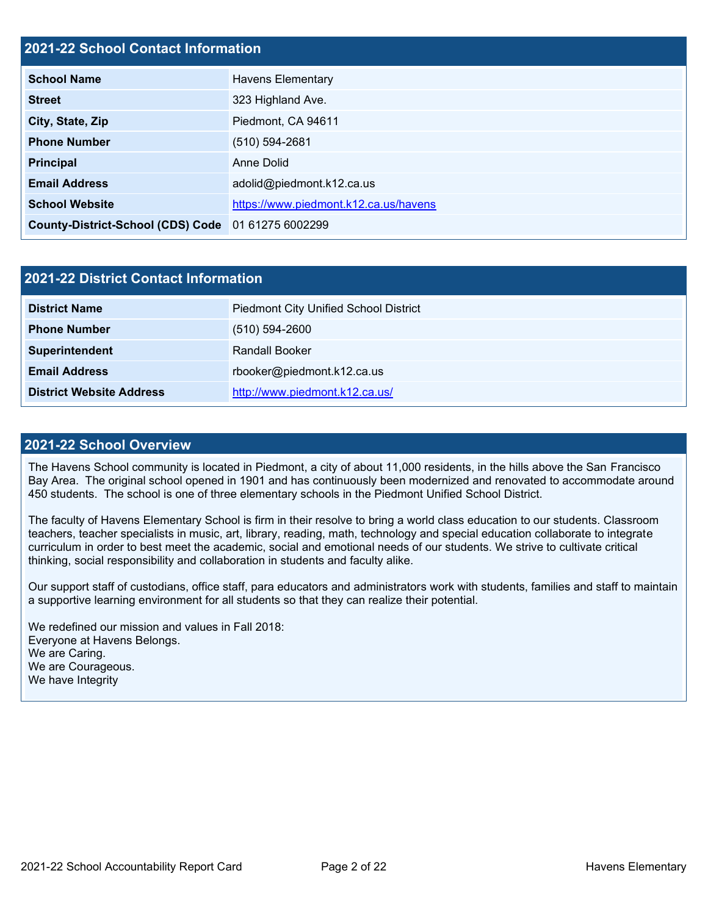## 2021-22 School Contact Information

| | |
|---|---|
| **School Name** | Havens Elementary |
| **Street** | 323 Highland Ave. |
| **City, State, Zip** | Piedmont, CA 94611 |
| **Phone Number** | (510) 594-2681 |
| **Principal** | Anne Dolid |
| **Email Address** | adolid@piedmont.k12.ca.us |
| **School Website** | https://www.piedmont.k12.ca.us/havens |
| **County-District-School (CDS) Code** | 01 61275 6002299 |

## 2021-22 District Contact Information

| | |
|---|---|
| **District Name** | Piedmont City Unified School District |
| **Phone Number** | (510) 594-2600 |
| **Superintendent** | Randall Booker |
| **Email Address** | rbooker@piedmont.k12.ca.us |
| **District Website Address** | http://www.piedmont.k12.ca.us/ |

## 2021-22 School Overview

The Havens School community is located in Piedmont, a city of about 11,000 residents, in the hills above the San Francisco Bay Area. The original school opened in 1901 and has continuously been modernized and renovated to accommodate around 450 students. The school is one of three elementary schools in the Piedmont Unified School District.

The faculty of Havens Elementary School is firm in their resolve to bring a world class education to our students. Classroom teachers, teacher specialists in music, art, library, reading, math, technology and special education collaborate to integrate curriculum in order to best meet the academic, social and emotional needs of our students. We strive to cultivate critical thinking, social responsibility and collaboration in students and faculty alike.

Our support staff of custodians, office staff, para educators and administrators work with students, families and staff to maintain a supportive learning environment for all students so that they can realize their potential.

We redefined our mission and values in Fall 2018:
Everyone at Havens Belongs.
We are Caring.
We are Courageous.
We have Integrity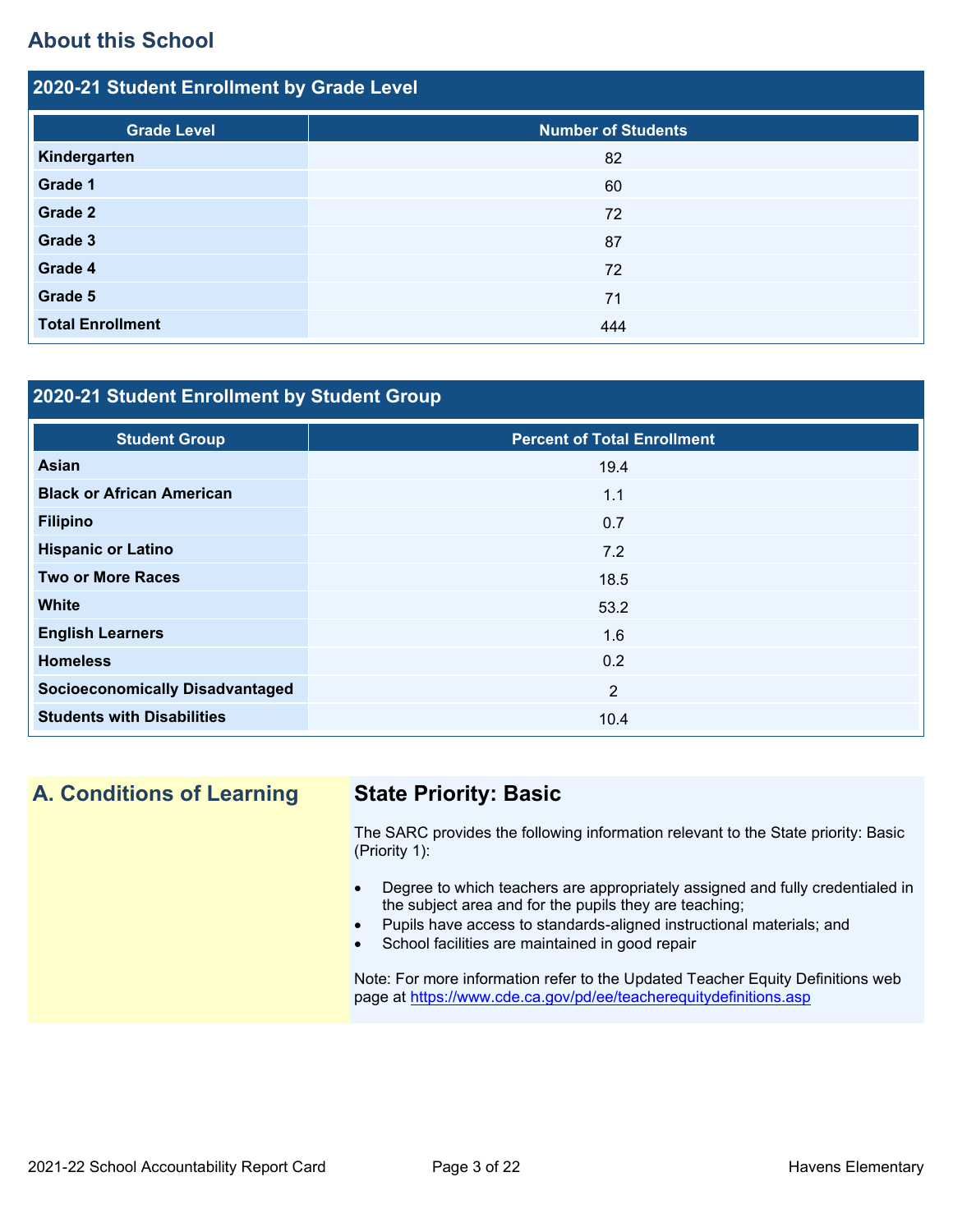## About this School

### 2020-21 Student Enrollment by Grade Level

| Grade Level | Number of Students |
|---|---|
| Kindergarten | 82 |
| Grade 1 | 60 |
| Grade 2 | 72 |
| Grade 3 | 87 |
| Grade 4 | 72 |
| Grade 5 | 71 |
| Total Enrollment | 444 |

### 2020-21 Student Enrollment by Student Group

| Student Group | Percent of Total Enrollment |
|---|---|
| Asian | 19.4 |
| Black or African American | 1.1 |
| Filipino | 0.7 |
| Hispanic or Latino | 7.2 |
| Two or More Races | 18.5 |
| White | 53.2 |
| English Learners | 1.6 |
| Homeless | 0.2 |
| Socioeconomically Disadvantaged | 2 |
| Students with Disabilities | 10.4 |

## A. Conditions of Learning

### State Priority: Basic

The SARC provides the following information relevant to the State priority: Basic (Priority 1):

- Degree to which teachers are appropriately assigned and fully credentialed in the subject area and for the pupils they are teaching;
- Pupils have access to standards-aligned instructional materials; and
- School facilities are maintained in good repair

Note: For more information refer to the Updated Teacher Equity Definitions web page at https://www.cde.ca.gov/pd/ee/teacherequitydefinitions.asp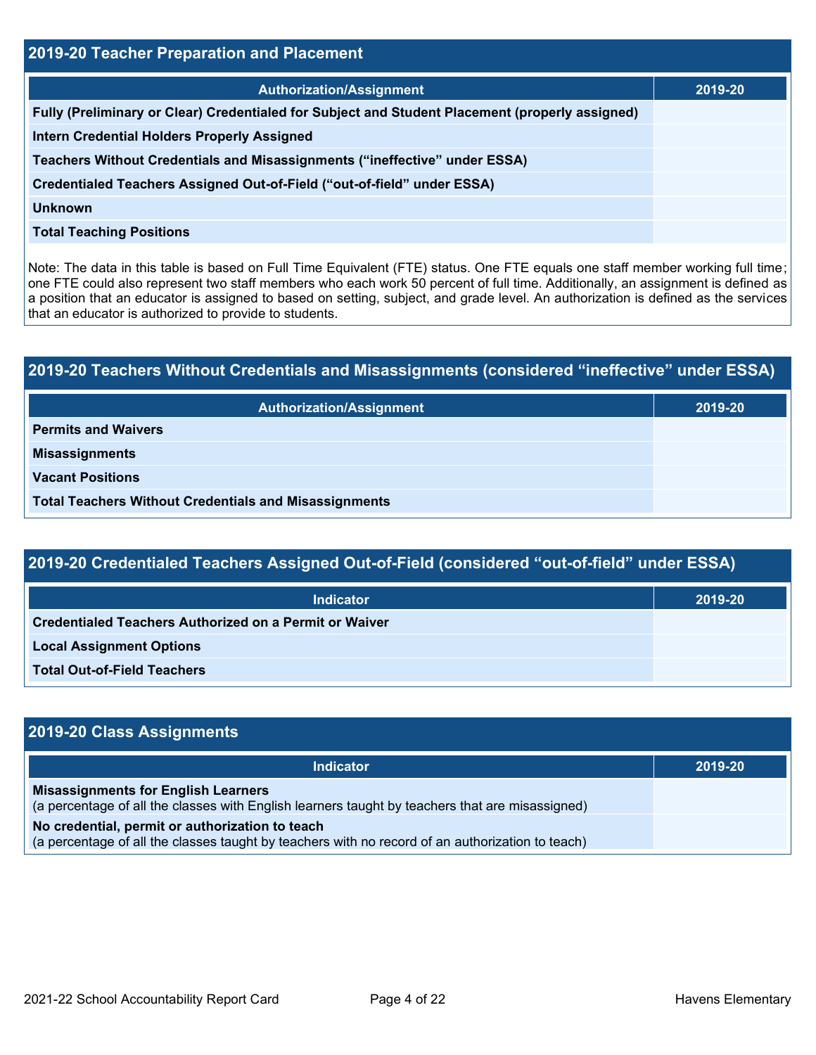## 2019-20 Teacher Preparation and Placement

| Authorization/Assignment | 2019-20 |
| --- | --- |
| **Fully (Preliminary or Clear) Credentialed for Subject and Student Placement (properly assigned)** | |
| **Intern Credential Holders Properly Assigned** | |
| **Teachers Without Credentials and Misassignments ("ineffective" under ESSA)** | |
| **Credentialed Teachers Assigned Out-of-Field ("out-of-field" under ESSA)** | |
| **Unknown** | |
| **Total Teaching Positions** | |

Note: The data in this table is based on Full Time Equivalent (FTE) status. One FTE equals one staff member working full time; one FTE could also represent two staff members who each work 50 percent of full time. Additionally, an assignment is defined as a position that an educator is assigned to based on setting, subject, and grade level. An authorization is defined as the services that an educator is authorized to provide to students.

## 2019-20 Teachers Without Credentials and Misassignments (considered "ineffective" under ESSA)

| Authorization/Assignment | 2019-20 |
| --- | --- |
| **Permits and Waivers** | |
| **Misassignments** | |
| **Vacant Positions** | |
| **Total Teachers Without Credentials and Misassignments** | |

## 2019-20 Credentialed Teachers Assigned Out-of-Field (considered "out-of-field" under ESSA)

| Indicator | 2019-20 |
| --- | --- |
| **Credentialed Teachers Authorized on a Permit or Waiver** | |
| **Local Assignment Options** | |
| **Total Out-of-Field Teachers** | |

## 2019-20 Class Assignments

| Indicator | 2019-20 |
| --- | --- |
| **Misassignments for English Learners** (a percentage of all the classes with English learners taught by teachers that are misassigned) | |
| **No credential, permit or authorization to teach** (a percentage of all the classes taught by teachers with no record of an authorization to teach) | |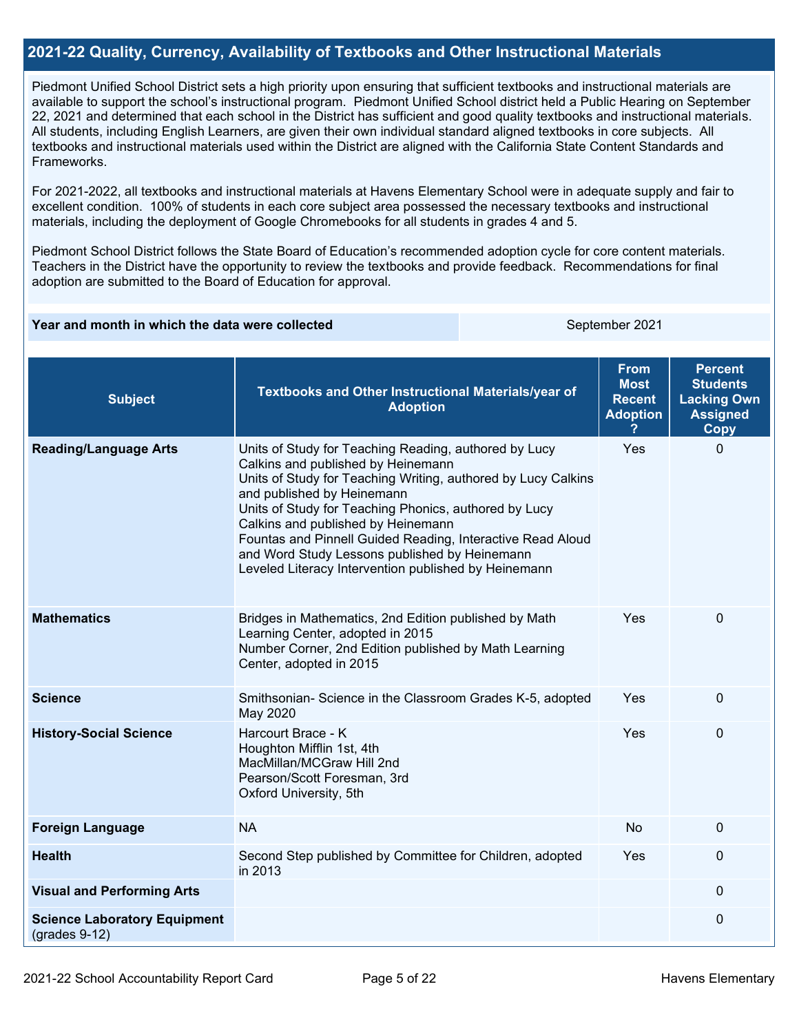## 2021-22 Quality, Currency, Availability of Textbooks and Other Instructional Materials

Piedmont Unified School District sets a high priority upon ensuring that sufficient textbooks and instructional materials are available to support the school's instructional program. Piedmont Unified School district held a Public Hearing on September 22, 2021 and determined that each school in the District has sufficient and good quality textbooks and instructional materials. All students, including English Learners, are given their own individual standard aligned textbooks in core subjects. All textbooks and instructional materials used within the District are aligned with the California State Content Standards and Frameworks.

For 2021-2022, all textbooks and instructional materials at Havens Elementary School were in adequate supply and fair to excellent condition. 100% of students in each core subject area possessed the necessary textbooks and instructional materials, including the deployment of Google Chromebooks for all students in grades 4 and 5.

Piedmont School District follows the State Board of Education's recommended adoption cycle for core content materials. Teachers in the District have the opportunity to review the textbooks and provide feedback. Recommendations for final adoption are submitted to the Board of Education for approval.

| Year and month in which the data were collected | September 2021 |
|---|---|

| Subject | Textbooks and Other Instructional Materials/year of Adoption | From Most Recent Adoption ? | Percent Students Lacking Own Assigned Copy |
|---|---|---|---|
| **Reading/Language Arts** | Units of Study for Teaching Reading, authored by Lucy Calkins and published by Heinemann<br>Units of Study for Teaching Writing, authored by Lucy Calkins and published by Heinemann<br>Units of Study for Teaching Phonics, authored by Lucy Calkins and published by Heinemann<br>Fountas and Pinnell Guided Reading, Interactive Read Aloud and Word Study Lessons published by Heinemann<br>Leveled Literacy Intervention published by Heinemann | Yes | 0 |
| **Mathematics** | Bridges in Mathematics, 2nd Edition published by Math Learning Center, adopted in 2015<br>Number Corner, 2nd Edition published by Math Learning Center, adopted in 2015 | Yes | 0 |
| **Science** | Smithsonian- Science in the Classroom Grades K-5, adopted May 2020 | Yes | 0 |
| **History-Social Science** | Harcourt Brace - K<br>Houghton Mifflin 1st, 4th<br>MacMillan/MCGraw Hill 2nd<br>Pearson/Scott Foresman, 3rd<br>Oxford University, 5th | Yes | 0 |
| **Foreign Language** | NA | No | 0 |
| **Health** | Second Step published by Committee for Children, adopted in 2013 | Yes | 0 |
| **Visual and Performing Arts** | | | 0 |
| **Science Laboratory Equipment** (grades 9-12) | | | 0 |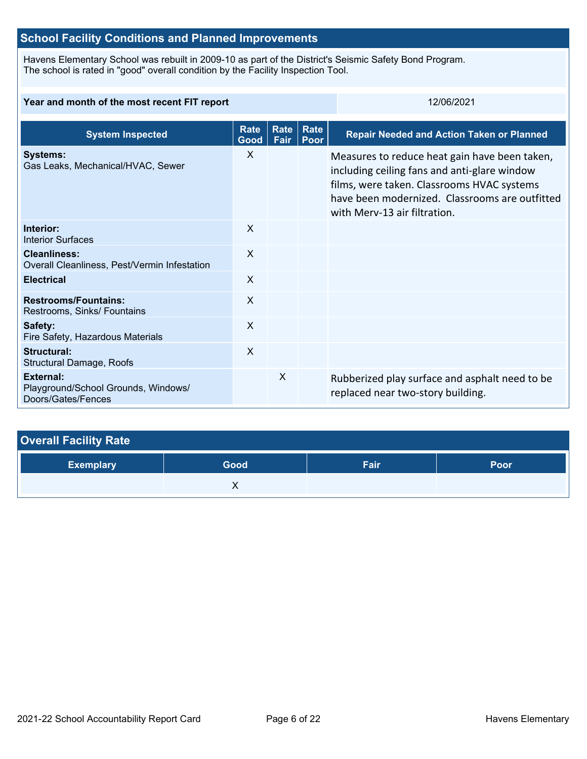## School Facility Conditions and Planned Improvements

Havens Elementary School was rebuilt in 2009-10 as part of the District's Seismic Safety Bond Program.
The school is rated in "good" overall condition by the Facility Inspection Tool.

| Year and month of the most recent FIT report | 12/06/2021 |
| --- | --- |

| System Inspected | Rate Good | Rate Fair | Rate Poor | Repair Needed and Action Taken or Planned |
| --- | --- | --- | --- | --- |
| **Systems:** Gas Leaks, Mechanical/HVAC, Sewer | X | | | Measures to reduce heat gain have been taken, including ceiling fans and anti-glare window films, were taken. Classrooms HVAC systems have been modernized. Classrooms are outfitted with Merv-13 air filtration. |
| **Interior:** Interior Surfaces | X | | | |
| **Cleanliness:** Overall Cleanliness, Pest/Vermin Infestation | X | | | |
| **Electrical** | X | | | |
| **Restrooms/Fountains:** Restrooms, Sinks/ Fountains | X | | | |
| **Safety:** Fire Safety, Hazardous Materials | X | | | |
| **Structural:** Structural Damage, Roofs | X | | | |
| **External:** Playground/School Grounds, Windows/ Doors/Gates/Fences | | X | | Rubberized play surface and asphalt need to be replaced near two-story building. |

## Overall Facility Rate

| Exemplary | Good | Fair | Poor |
| --- | --- | --- | --- |
| | X | | |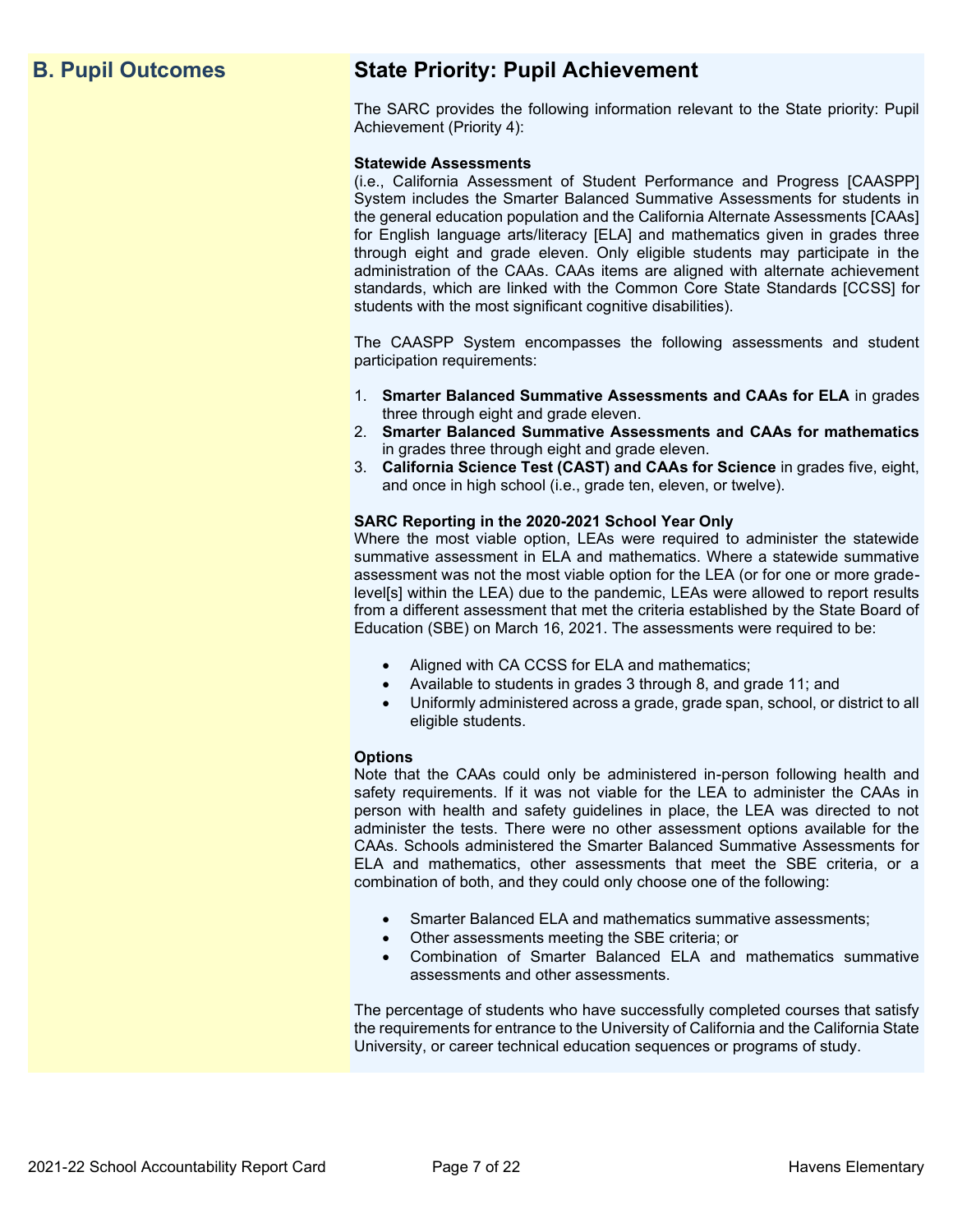## B. Pupil Outcomes

## State Priority: Pupil Achievement

The SARC provides the following information relevant to the State priority: Pupil Achievement (Priority 4):

**Statewide Assessments**
(i.e., California Assessment of Student Performance and Progress [CAASPP] System includes the Smarter Balanced Summative Assessments for students in the general education population and the California Alternate Assessments [CAAs] for English language arts/literacy [ELA] and mathematics given in grades three through eight and grade eleven. Only eligible students may participate in the administration of the CAAs. CAAs items are aligned with alternate achievement standards, which are linked with the Common Core State Standards [CCSS] for students with the most significant cognitive disabilities).

The CAASPP System encompasses the following assessments and student participation requirements:

1. **Smarter Balanced Summative Assessments and CAAs for ELA** in grades three through eight and grade eleven.
2. **Smarter Balanced Summative Assessments and CAAs for mathematics** in grades three through eight and grade eleven.
3. **California Science Test (CAST) and CAAs for Science** in grades five, eight, and once in high school (i.e., grade ten, eleven, or twelve).

**SARC Reporting in the 2020-2021 School Year Only**
Where the most viable option, LEAs were required to administer the statewide summative assessment in ELA and mathematics. Where a statewide summative assessment was not the most viable option for the LEA (or for one or more grade-level[s] within the LEA) due to the pandemic, LEAs were allowed to report results from a different assessment that met the criteria established by the State Board of Education (SBE) on March 16, 2021. The assessments were required to be:

- Aligned with CA CCSS for ELA and mathematics;
- Available to students in grades 3 through 8, and grade 11; and
- Uniformly administered across a grade, grade span, school, or district to all eligible students.

**Options**
Note that the CAAs could only be administered in-person following health and safety requirements. If it was not viable for the LEA to administer the CAAs in person with health and safety guidelines in place, the LEA was directed to not administer the tests. There were no other assessment options available for the CAAs. Schools administered the Smarter Balanced Summative Assessments for ELA and mathematics, other assessments that meet the SBE criteria, or a combination of both, and they could only choose one of the following:

- Smarter Balanced ELA and mathematics summative assessments;
- Other assessments meeting the SBE criteria; or
- Combination of Smarter Balanced ELA and mathematics summative assessments and other assessments.

The percentage of students who have successfully completed courses that satisfy the requirements for entrance to the University of California and the California State University, or career technical education sequences or programs of study.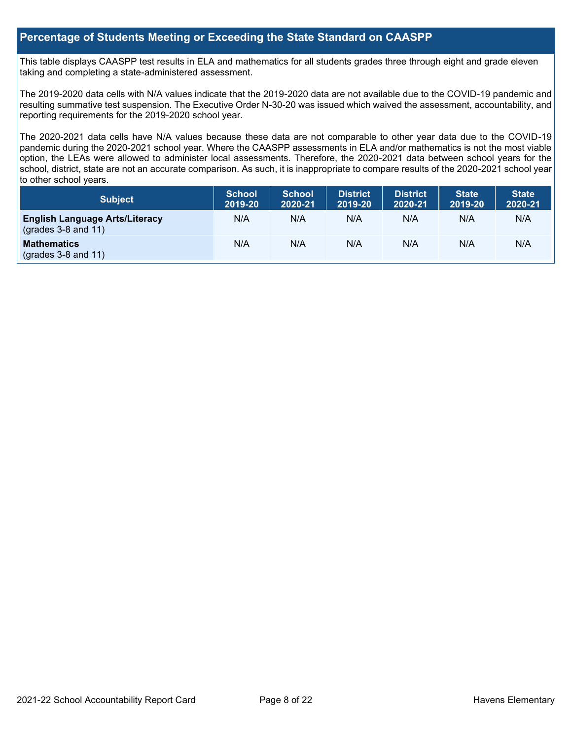## Percentage of Students Meeting or Exceeding the State Standard on CAASPP

This table displays CAASPP test results in ELA and mathematics for all students grades three through eight and grade eleven taking and completing a state-administered assessment.

The 2019-2020 data cells with N/A values indicate that the 2019-2020 data are not available due to the COVID-19 pandemic and resulting summative test suspension. The Executive Order N-30-20 was issued which waived the assessment, accountability, and reporting requirements for the 2019-2020 school year.

The 2020-2021 data cells have N/A values because these data are not comparable to other year data due to the COVID-19 pandemic during the 2020-2021 school year. Where the CAASPP assessments in ELA and/or mathematics is not the most viable option, the LEAs were allowed to administer local assessments. Therefore, the 2020-2021 data between school years for the school, district, state are not an accurate comparison. As such, it is inappropriate to compare results of the 2020-2021 school year to other school years.

| Subject | School 2019-20 | School 2020-21 | District 2019-20 | District 2020-21 | State 2019-20 | State 2020-21 |
|---|---|---|---|---|---|---|
| **English Language Arts/Literacy** (grades 3-8 and 11) | N/A | N/A | N/A | N/A | N/A | N/A |
| **Mathematics** (grades 3-8 and 11) | N/A | N/A | N/A | N/A | N/A | N/A |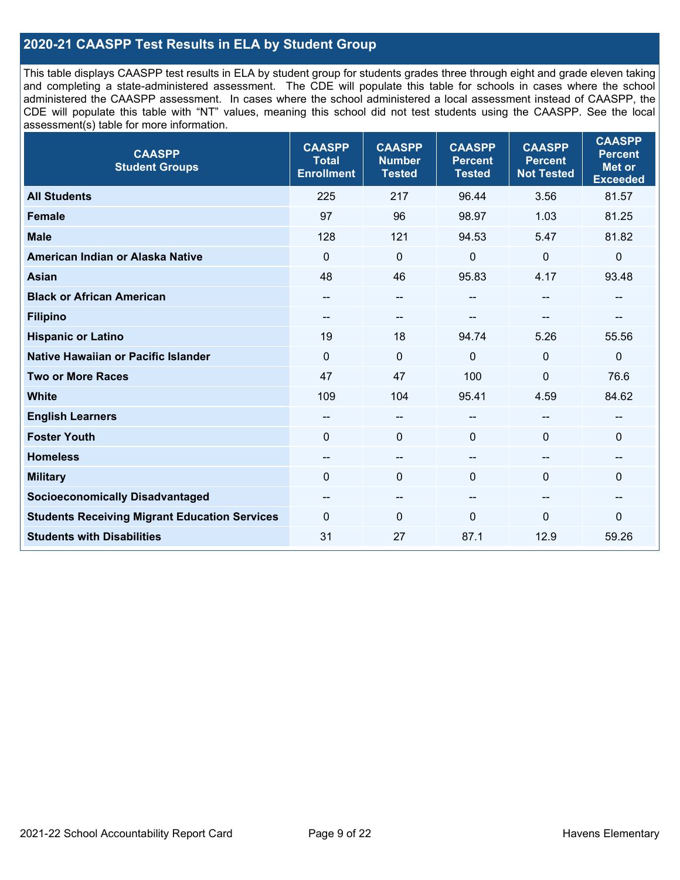## 2020-21 CAASPP Test Results in ELA by Student Group

This table displays CAASPP test results in ELA by student group for students grades three through eight and grade eleven taking and completing a state-administered assessment. The CDE will populate this table for schools in cases where the school administered the CAASPP assessment. In cases where the school administered a local assessment instead of CAASPP, the CDE will populate this table with “NT” values, meaning this school did not test students using the CAASPP. See the local assessment(s) table for more information.

| CAASPP Student Groups | CAASPP Total Enrollment | CAASPP Number Tested | CAASPP Percent Tested | CAASPP Percent Not Tested | CAASPP Percent Met or Exceeded |
|---|---|---|---|---|---|
| **All Students** | 225 | 217 | 96.44 | 3.56 | 81.57 |
| **Female** | 97 | 96 | 98.97 | 1.03 | 81.25 |
| **Male** | 128 | 121 | 94.53 | 5.47 | 81.82 |
| **American Indian or Alaska Native** | 0 | 0 | 0 | 0 | 0 |
| **Asian** | 48 | 46 | 95.83 | 4.17 | 93.48 |
| **Black or African American** | -- | -- | -- | -- | -- |
| **Filipino** | -- | -- | -- | -- | -- |
| **Hispanic or Latino** | 19 | 18 | 94.74 | 5.26 | 55.56 |
| **Native Hawaiian or Pacific Islander** | 0 | 0 | 0 | 0 | 0 |
| **Two or More Races** | 47 | 47 | 100 | 0 | 76.6 |
| **White** | 109 | 104 | 95.41 | 4.59 | 84.62 |
| **English Learners** | -- | -- | -- | -- | -- |
| **Foster Youth** | 0 | 0 | 0 | 0 | 0 |
| **Homeless** | -- | -- | -- | -- | -- |
| **Military** | 0 | 0 | 0 | 0 | 0 |
| **Socioeconomically Disadvantaged** | -- | -- | -- | -- | -- |
| **Students Receiving Migrant Education Services** | 0 | 0 | 0 | 0 | 0 |
| **Students with Disabilities** | 31 | 27 | 87.1 | 12.9 | 59.26 |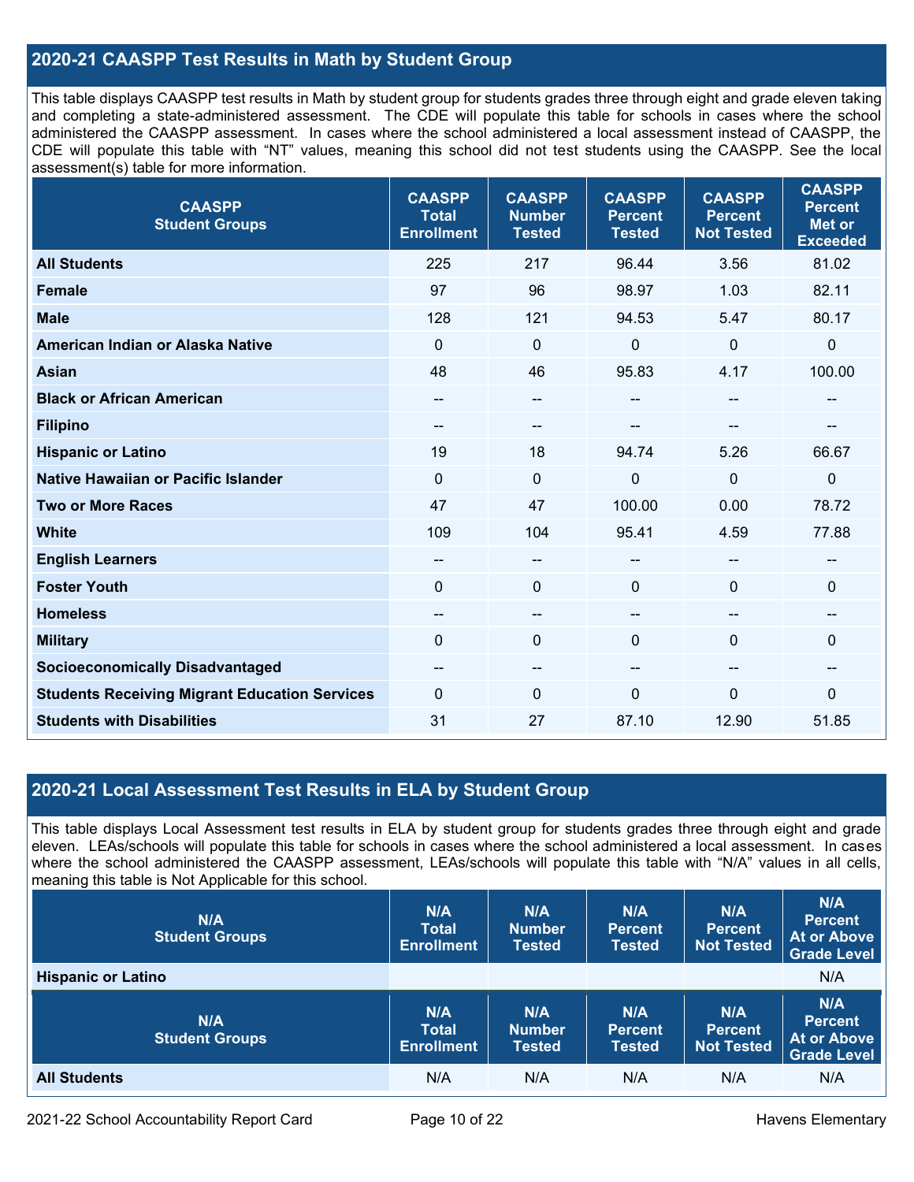## 2020-21 CAASPP Test Results in Math by Student Group

This table displays CAASPP test results in Math by student group for students grades three through eight and grade eleven taking and completing a state-administered assessment. The CDE will populate this table for schools in cases where the school administered the CAASPP assessment. In cases where the school administered a local assessment instead of CAASPP, the CDE will populate this table with "NT" values, meaning this school did not test students using the CAASPP. See the local assessment(s) table for more information.

| CAASPP Student Groups | CAASPP Total Enrollment | CAASPP Number Tested | CAASPP Percent Tested | CAASPP Percent Not Tested | CAASPP Percent Met or Exceeded |
|---|---|---|---|---|---|
| **All Students** | 225 | 217 | 96.44 | 3.56 | 81.02 |
| **Female** | 97 | 96 | 98.97 | 1.03 | 82.11 |
| **Male** | 128 | 121 | 94.53 | 5.47 | 80.17 |
| **American Indian or Alaska Native** | 0 | 0 | 0 | 0 | 0 |
| **Asian** | 48 | 46 | 95.83 | 4.17 | 100.00 |
| **Black or African American** | -- | -- | -- | -- | -- |
| **Filipino** | -- | -- | -- | -- | -- |
| **Hispanic or Latino** | 19 | 18 | 94.74 | 5.26 | 66.67 |
| **Native Hawaiian or Pacific Islander** | 0 | 0 | 0 | 0 | 0 |
| **Two or More Races** | 47 | 47 | 100.00 | 0.00 | 78.72 |
| **White** | 109 | 104 | 95.41 | 4.59 | 77.88 |
| **English Learners** | -- | -- | -- | -- | -- |
| **Foster Youth** | 0 | 0 | 0 | 0 | 0 |
| **Homeless** | -- | -- | -- | -- | -- |
| **Military** | 0 | 0 | 0 | 0 | 0 |
| **Socioeconomically Disadvantaged** | -- | -- | -- | -- | -- |
| **Students Receiving Migrant Education Services** | 0 | 0 | 0 | 0 | 0 |
| **Students with Disabilities** | 31 | 27 | 87.10 | 12.90 | 51.85 |

## 2020-21 Local Assessment Test Results in ELA by Student Group

This table displays Local Assessment test results in ELA by student group for students grades three through eight and grade eleven. LEAs/schools will populate this table for schools in cases where the school administered a local assessment. In cases where the school administered the CAASPP assessment, LEAs/schools will populate this table with "N/A" values in all cells, meaning this table is Not Applicable for this school.

| N/A Student Groups | N/A Total Enrollment | N/A Number Tested | N/A Percent Tested | N/A Percent Not Tested | N/A Percent At or Above Grade Level |
|---|---|---|---|---|---|
| **Hispanic or Latino** | | | | | N/A |

| N/A Student Groups | N/A Total Enrollment | N/A Number Tested | N/A Percent Tested | N/A Percent Not Tested | N/A Percent At or Above Grade Level |
|---|---|---|---|---|---|
| **All Students** | N/A | N/A | N/A | N/A | N/A |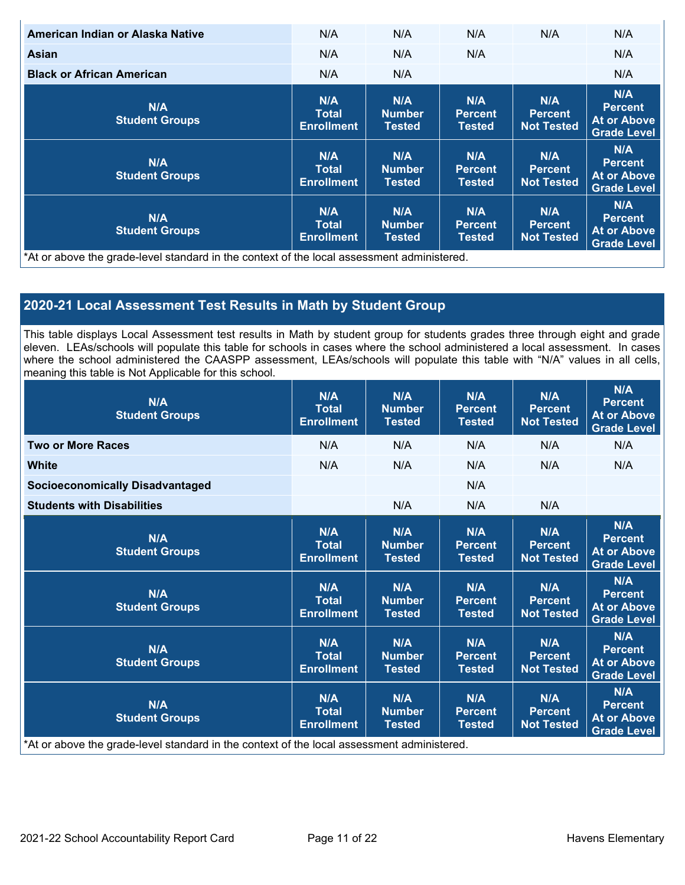| American Indian or Alaska Native | N/A | N/A | N/A | N/A | N/A |
|---|---|---|---|---|---|
| Asian | N/A | N/A | N/A | | N/A |
| Black or African American | N/A | N/A | | | N/A |
| N/A Student Groups | N/A Total Enrollment | N/A Number Tested | N/A Percent Tested | N/A Percent Not Tested | N/A Percent At or Above Grade Level |
| N/A Student Groups | N/A Total Enrollment | N/A Number Tested | N/A Percent Tested | N/A Percent Not Tested | N/A Percent At or Above Grade Level |
| N/A Student Groups | N/A Total Enrollment | N/A Number Tested | N/A Percent Tested | N/A Percent Not Tested | N/A Percent At or Above Grade Level |

*At or above the grade-level standard in the context of the local assessment administered.

## 2020-21 Local Assessment Test Results in Math by Student Group

This table displays Local Assessment test results in Math by student group for students grades three through eight and grade eleven. LEAs/schools will populate this table for schools in cases where the school administered a local assessment. In cases where the school administered the CAASPP assessment, LEAs/schools will populate this table with "N/A" values in all cells, meaning this table is Not Applicable for this school.

| N/A Student Groups | N/A Total Enrollment | N/A Number Tested | N/A Percent Tested | N/A Percent Not Tested | N/A Percent At or Above Grade Level |
|---|---|---|---|---|---|
| Two or More Races | N/A | N/A | N/A | N/A | N/A |
| White | N/A | N/A | N/A | N/A | N/A |
| Socioeconomically Disadvantaged | | | N/A | | |
| Students with Disabilities | | N/A | N/A | N/A | |
| N/A Student Groups | N/A Total Enrollment | N/A Number Tested | N/A Percent Tested | N/A Percent Not Tested | N/A Percent At or Above Grade Level |
| N/A Student Groups | N/A Total Enrollment | N/A Number Tested | N/A Percent Tested | N/A Percent Not Tested | N/A Percent At or Above Grade Level |
| N/A Student Groups | N/A Total Enrollment | N/A Number Tested | N/A Percent Tested | N/A Percent Not Tested | N/A Percent At or Above Grade Level |
| N/A Student Groups | N/A Total Enrollment | N/A Number Tested | N/A Percent Tested | N/A Percent Not Tested | N/A Percent At or Above Grade Level |

*At or above the grade-level standard in the context of the local assessment administered.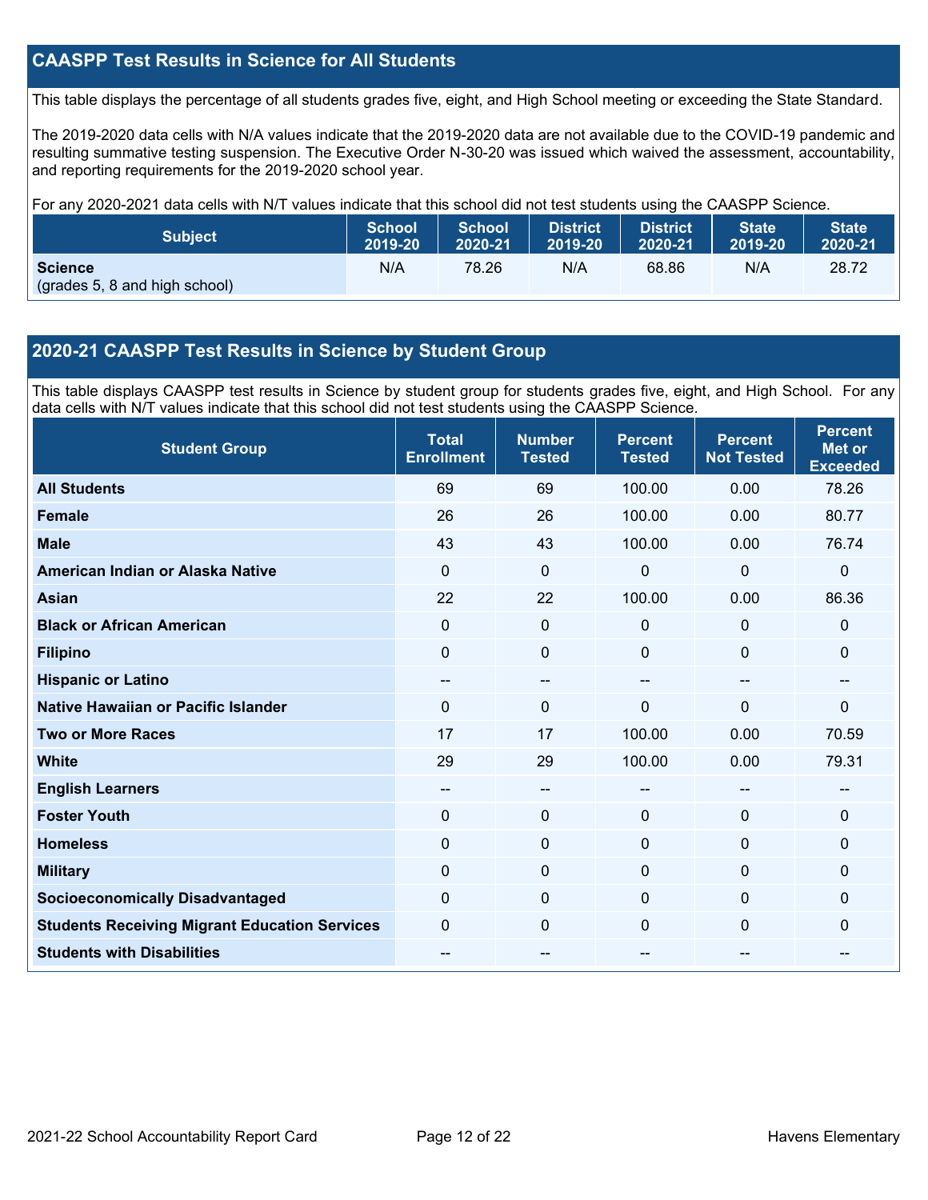## CAASPP Test Results in Science for All Students

This table displays the percentage of all students grades five, eight, and High School meeting or exceeding the State Standard.

The 2019-2020 data cells with N/A values indicate that the 2019-2020 data are not available due to the COVID-19 pandemic and resulting summative testing suspension. The Executive Order N-30-20 was issued which waived the assessment, accountability, and reporting requirements for the 2019-2020 school year.

For any 2020-2021 data cells with N/T values indicate that this school did not test students using the CAASPP Science.

| Subject | School 2019-20 | School 2020-21 | District 2019-20 | District 2020-21 | State 2019-20 | State 2020-21 |
|---|---|---|---|---|---|---|
| **Science** (grades 5, 8 and high school) | N/A | 78.26 | N/A | 68.86 | N/A | 28.72 |

## 2020-21 CAASPP Test Results in Science by Student Group

This table displays CAASPP test results in Science by student group for students grades five, eight, and High School. For any data cells with N/T values indicate that this school did not test students using the CAASPP Science.

| Student Group | Total Enrollment | Number Tested | Percent Tested | Percent Not Tested | Percent Met or Exceeded |
|---|---|---|---|---|---|
| **All Students** | 69 | 69 | 100.00 | 0.00 | 78.26 |
| **Female** | 26 | 26 | 100.00 | 0.00 | 80.77 |
| **Male** | 43 | 43 | 100.00 | 0.00 | 76.74 |
| **American Indian or Alaska Native** | 0 | 0 | 0 | 0 | 0 |
| **Asian** | 22 | 22 | 100.00 | 0.00 | 86.36 |
| **Black or African American** | 0 | 0 | 0 | 0 | 0 |
| **Filipino** | 0 | 0 | 0 | 0 | 0 |
| **Hispanic or Latino** | -- | -- | -- | -- | -- |
| **Native Hawaiian or Pacific Islander** | 0 | 0 | 0 | 0 | 0 |
| **Two or More Races** | 17 | 17 | 100.00 | 0.00 | 70.59 |
| **White** | 29 | 29 | 100.00 | 0.00 | 79.31 |
| **English Learners** | -- | -- | -- | -- | -- |
| **Foster Youth** | 0 | 0 | 0 | 0 | 0 |
| **Homeless** | 0 | 0 | 0 | 0 | 0 |
| **Military** | 0 | 0 | 0 | 0 | 0 |
| **Socioeconomically Disadvantaged** | 0 | 0 | 0 | 0 | 0 |
| **Students Receiving Migrant Education Services** | 0 | 0 | 0 | 0 | 0 |
| **Students with Disabilities** | -- | -- | -- | -- | -- |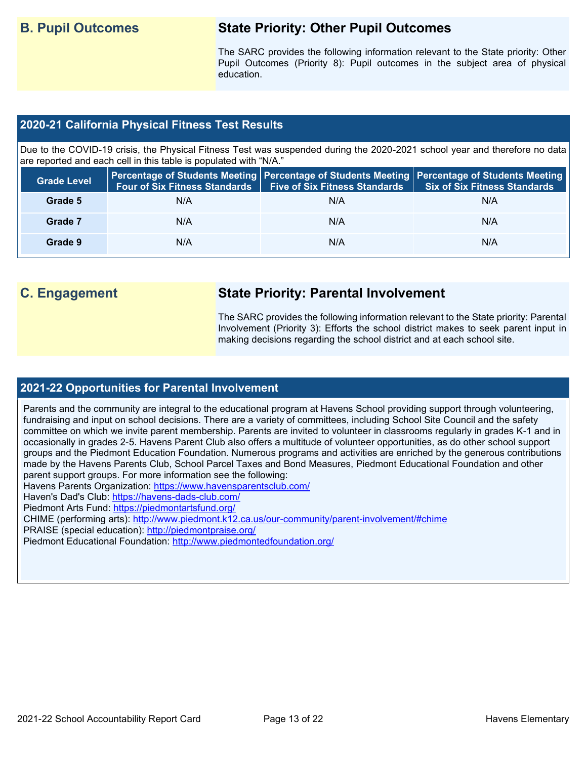## B. Pupil Outcomes

### State Priority: Other Pupil Outcomes

The SARC provides the following information relevant to the State priority: Other Pupil Outcomes (Priority 8): Pupil outcomes in the subject area of physical education.

### 2020-21 California Physical Fitness Test Results

Due to the COVID-19 crisis, the Physical Fitness Test was suspended during the 2020-2021 school year and therefore no data are reported and each cell in this table is populated with "N/A."

| Grade Level | Percentage of Students Meeting Four of Six Fitness Standards | Percentage of Students Meeting Five of Six Fitness Standards | Percentage of Students Meeting Six of Six Fitness Standards |
|---|---|---|---|
| Grade 5 | N/A | N/A | N/A |
| Grade 7 | N/A | N/A | N/A |
| Grade 9 | N/A | N/A | N/A |

## C. Engagement

### State Priority: Parental Involvement

The SARC provides the following information relevant to the State priority: Parental Involvement (Priority 3): Efforts the school district makes to seek parent input in making decisions regarding the school district and at each school site.

### 2021-22 Opportunities for Parental Involvement

Parents and the community are integral to the educational program at Havens School providing support through volunteering, fundraising and input on school decisions. There are a variety of committees, including School Site Council and the safety committee on which we invite parent membership. Parents are invited to volunteer in classrooms regularly in grades K-1 and in occasionally in grades 2-5. Havens Parent Club also offers a multitude of volunteer opportunities, as do other school support groups and the Piedmont Education Foundation. Numerous programs and activities are enriched by the generous contributions made by the Havens Parents Club, School Parcel Taxes and Bond Measures, Piedmont Educational Foundation and other parent support groups. For more information see the following:

Havens Parents Organization: https://www.havensparentsclub.com/
Haven's Dad's Club: https://havens-dads-club.com/
Piedmont Arts Fund: https://piedmontartsfund.org/
CHIME (performing arts): http://www.piedmont.k12.ca.us/our-community/parent-involvement/#chime
PRAISE (special education): http://piedmontpraise.org/
Piedmont Educational Foundation: http://www.piedmontedfoundation.org/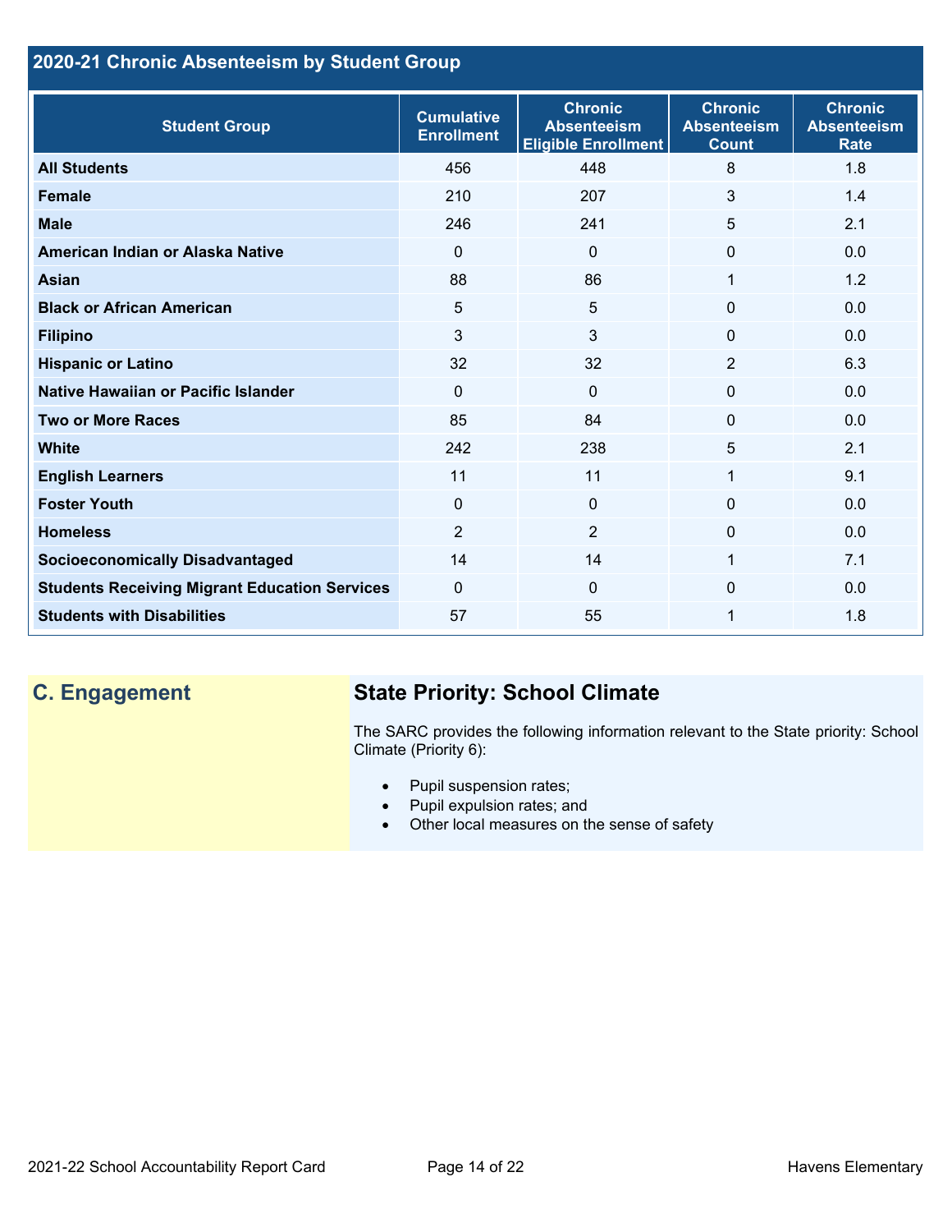## 2020-21 Chronic Absenteeism by Student Group

| Student Group | Cumulative Enrollment | Chronic Absenteeism Eligible Enrollment | Chronic Absenteeism Count | Chronic Absenteeism Rate |
|---|---|---|---|---|
| **All Students** | 456 | 448 | 8 | 1.8 |
| **Female** | 210 | 207 | 3 | 1.4 |
| **Male** | 246 | 241 | 5 | 2.1 |
| **American Indian or Alaska Native** | 0 | 0 | 0 | 0.0 |
| **Asian** | 88 | 86 | 1 | 1.2 |
| **Black or African American** | 5 | 5 | 0 | 0.0 |
| **Filipino** | 3 | 3 | 0 | 0.0 |
| **Hispanic or Latino** | 32 | 32 | 2 | 6.3 |
| **Native Hawaiian or Pacific Islander** | 0 | 0 | 0 | 0.0 |
| **Two or More Races** | 85 | 84 | 0 | 0.0 |
| **White** | 242 | 238 | 5 | 2.1 |
| **English Learners** | 11 | 11 | 1 | 9.1 |
| **Foster Youth** | 0 | 0 | 0 | 0.0 |
| **Homeless** | 2 | 2 | 0 | 0.0 |
| **Socioeconomically Disadvantaged** | 14 | 14 | 1 | 7.1 |
| **Students Receiving Migrant Education Services** | 0 | 0 | 0 | 0.0 |
| **Students with Disabilities** | 57 | 55 | 1 | 1.8 |

## C. Engagement

### State Priority: School Climate

The SARC provides the following information relevant to the State priority: School Climate (Priority 6):

- Pupil suspension rates;
- Pupil expulsion rates; and
- Other local measures on the sense of safety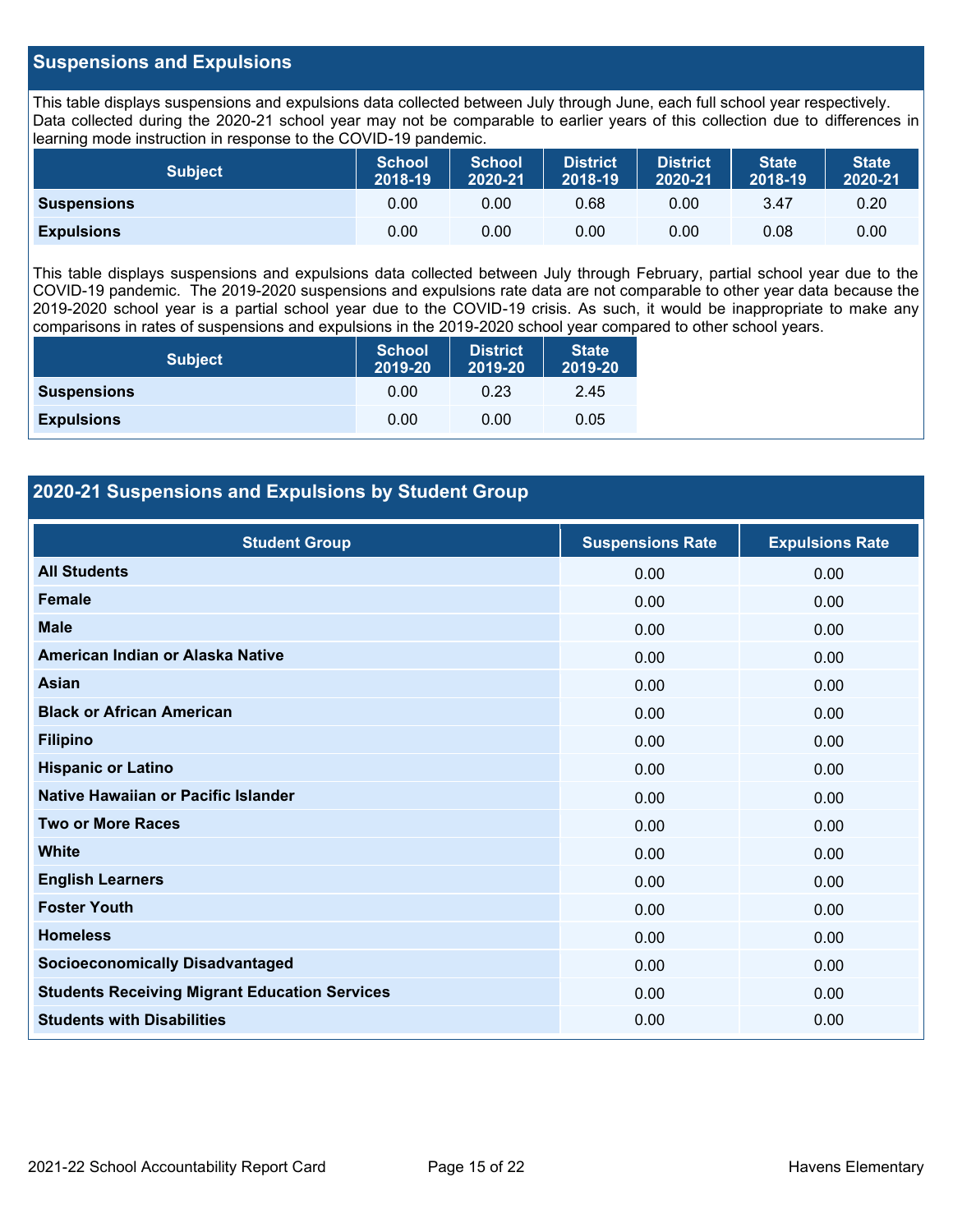## Suspensions and Expulsions

This table displays suspensions and expulsions data collected between July through June, each full school year respectively. Data collected during the 2020-21 school year may not be comparable to earlier years of this collection due to differences in learning mode instruction in response to the COVID-19 pandemic.

| Subject | School 2018-19 | School 2020-21 | District 2018-19 | District 2020-21 | State 2018-19 | State 2020-21 |
|---|---|---|---|---|---|---|
| **Suspensions** | 0.00 | 0.00 | 0.68 | 0.00 | 3.47 | 0.20 |
| **Expulsions** | 0.00 | 0.00 | 0.00 | 0.00 | 0.08 | 0.00 |

This table displays suspensions and expulsions data collected between July through February, partial school year due to the COVID-19 pandemic. The 2019-2020 suspensions and expulsions rate data are not comparable to other year data because the 2019-2020 school year is a partial school year due to the COVID-19 crisis. As such, it would be inappropriate to make any comparisons in rates of suspensions and expulsions in the 2019-2020 school year compared to other school years.

| Subject | School 2019-20 | District 2019-20 | State 2019-20 |
|---|---|---|---|
| **Suspensions** | 0.00 | 0.23 | 2.45 |
| **Expulsions** | 0.00 | 0.00 | 0.05 |

## 2020-21 Suspensions and Expulsions by Student Group

| Student Group | Suspensions Rate | Expulsions Rate |
|---|---|---|
| **All Students** | 0.00 | 0.00 |
| **Female** | 0.00 | 0.00 |
| **Male** | 0.00 | 0.00 |
| **American Indian or Alaska Native** | 0.00 | 0.00 |
| **Asian** | 0.00 | 0.00 |
| **Black or African American** | 0.00 | 0.00 |
| **Filipino** | 0.00 | 0.00 |
| **Hispanic or Latino** | 0.00 | 0.00 |
| **Native Hawaiian or Pacific Islander** | 0.00 | 0.00 |
| **Two or More Races** | 0.00 | 0.00 |
| **White** | 0.00 | 0.00 |
| **English Learners** | 0.00 | 0.00 |
| **Foster Youth** | 0.00 | 0.00 |
| **Homeless** | 0.00 | 0.00 |
| **Socioeconomically Disadvantaged** | 0.00 | 0.00 |
| **Students Receiving Migrant Education Services** | 0.00 | 0.00 |
| **Students with Disabilities** | 0.00 | 0.00 |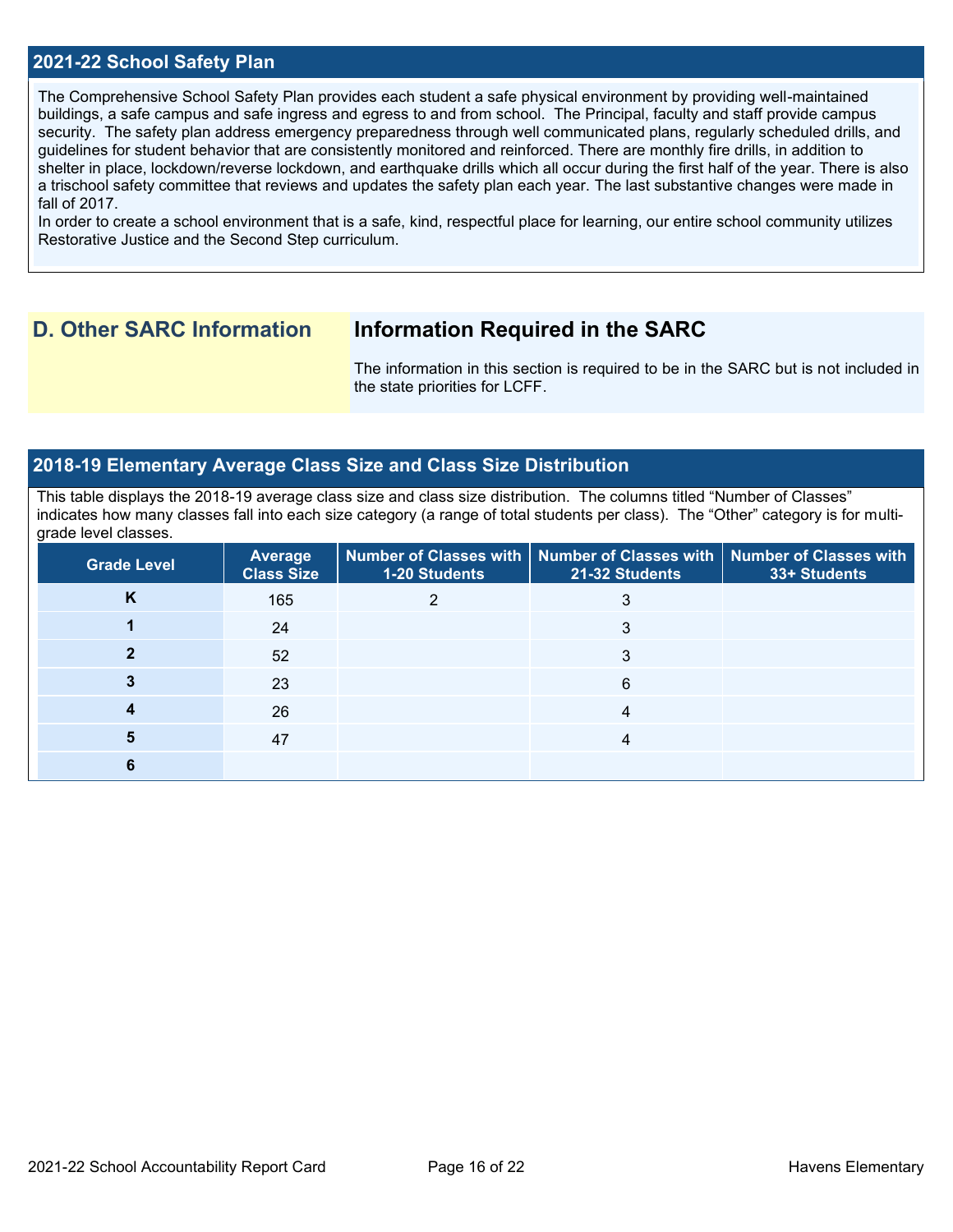## 2021-22 School Safety Plan

The Comprehensive School Safety Plan provides each student a safe physical environment by providing well-maintained buildings, a safe campus and safe ingress and egress to and from school. The Principal, faculty and staff provide campus security. The safety plan address emergency preparedness through well communicated plans, regularly scheduled drills, and guidelines for student behavior that are consistently monitored and reinforced. There are monthly fire drills, in addition to shelter in place, lockdown/reverse lockdown, and earthquake drills which all occur during the first half of the year. There is also a trischool safety committee that reviews and updates the safety plan each year. The last substantive changes were made in fall of 2017.
In order to create a school environment that is a safe, kind, respectful place for learning, our entire school community utilizes Restorative Justice and the Second Step curriculum.

# D. Other SARC Information

## Information Required in the SARC

The information in this section is required to be in the SARC but is not included in the state priorities for LCFF.

## 2018-19 Elementary Average Class Size and Class Size Distribution

This table displays the 2018-19 average class size and class size distribution. The columns titled "Number of Classes" indicates how many classes fall into each size category (a range of total students per class). The "Other" category is for multi-grade level classes.

| Grade Level | Average Class Size | Number of Classes with 1-20 Students | Number of Classes with 21-32 Students | Number of Classes with 33+ Students |
|---|---|---|---|---|
| K | 165 | 2 | 3 | |
| 1 | 24 | | 3 | |
| 2 | 52 | | 3 | |
| 3 | 23 | | 6 | |
| 4 | 26 | | 4 | |
| 5 | 47 | | 4 | |
| 6 | | | | |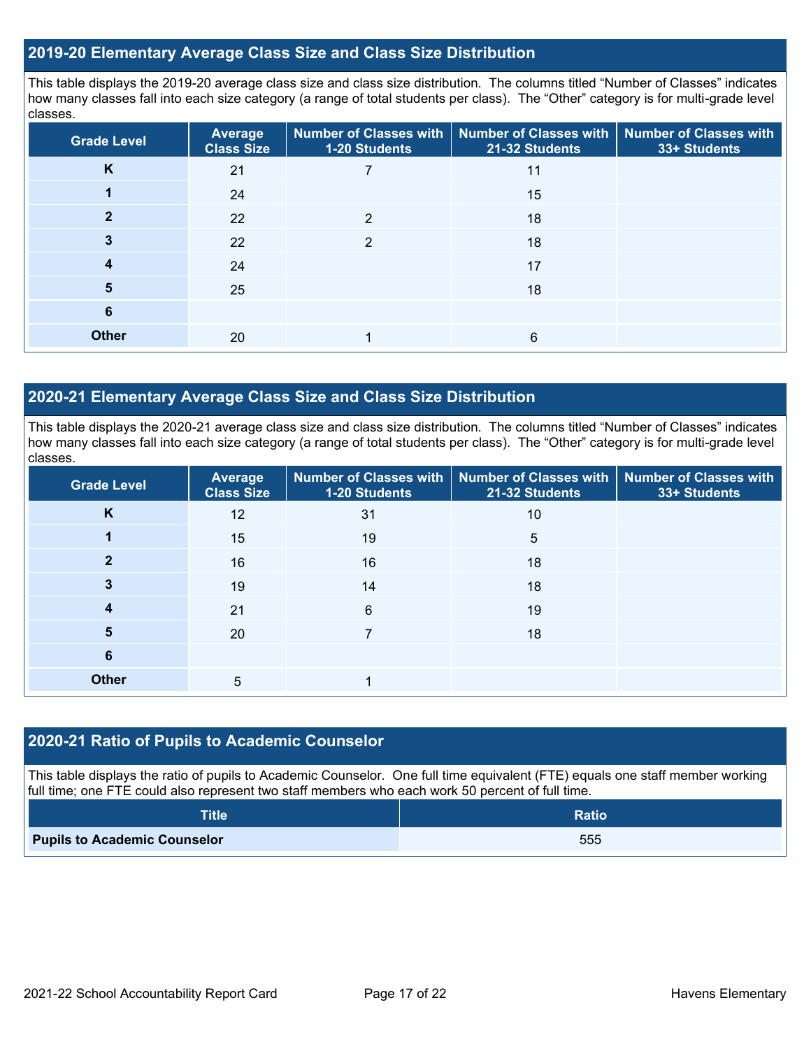## 2019-20 Elementary Average Class Size and Class Size Distribution

This table displays the 2019-20 average class size and class size distribution. The columns titled "Number of Classes" indicates how many classes fall into each size category (a range of total students per class). The "Other" category is for multi-grade level classes.

| Grade Level | Average Class Size | Number of Classes with 1-20 Students | Number of Classes with 21-32 Students | Number of Classes with 33+ Students |
|---|---|---|---|---|
| K | 21 | 7 | 11 | |
| 1 | 24 | | 15 | |
| 2 | 22 | 2 | 18 | |
| 3 | 22 | 2 | 18 | |
| 4 | 24 | | 17 | |
| 5 | 25 | | 18 | |
| 6 | | | | |
| Other | 20 | 1 | 6 | |

## 2020-21 Elementary Average Class Size and Class Size Distribution

This table displays the 2020-21 average class size and class size distribution. The columns titled "Number of Classes" indicates how many classes fall into each size category (a range of total students per class). The "Other" category is for multi-grade level classes.

| Grade Level | Average Class Size | Number of Classes with 1-20 Students | Number of Classes with 21-32 Students | Number of Classes with 33+ Students |
|---|---|---|---|---|
| K | 12 | 31 | 10 | |
| 1 | 15 | 19 | 5 | |
| 2 | 16 | 16 | 18 | |
| 3 | 19 | 14 | 18 | |
| 4 | 21 | 6 | 19 | |
| 5 | 20 | 7 | 18 | |
| 6 | | | | |
| Other | 5 | 1 | | |

## 2020-21 Ratio of Pupils to Academic Counselor

This table displays the ratio of pupils to Academic Counselor. One full time equivalent (FTE) equals one staff member working full time; one FTE could also represent two staff members who each work 50 percent of full time.

| Title | Ratio |
|---|---|
| **Pupils to Academic Counselor** | 555 |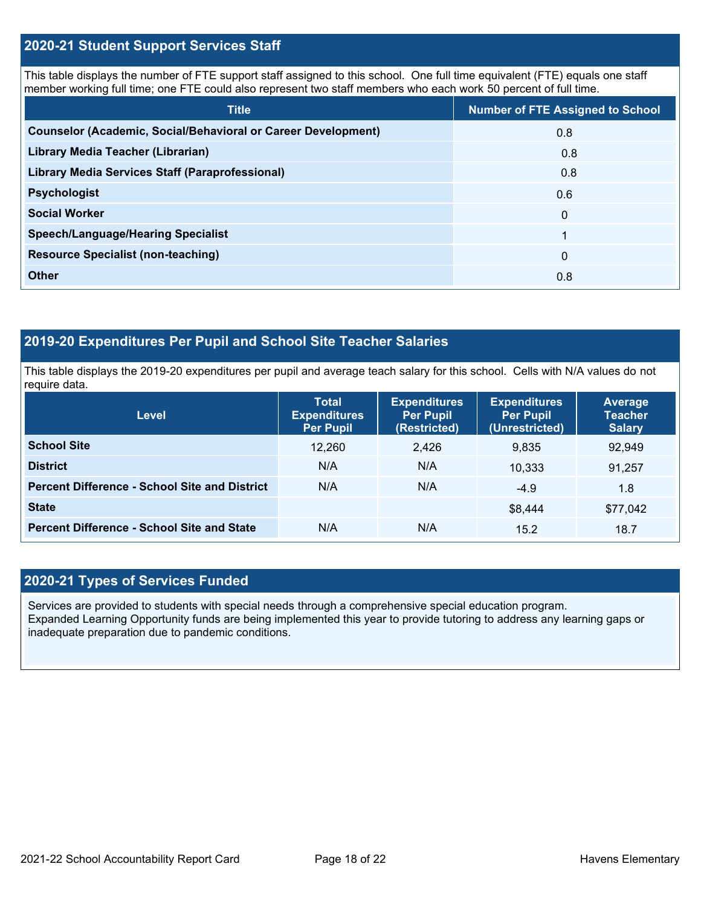## 2020-21 Student Support Services Staff

This table displays the number of FTE support staff assigned to this school. One full time equivalent (FTE) equals one staff member working full time; one FTE could also represent two staff members who each work 50 percent of full time.

| Title | Number of FTE Assigned to School |
|---|---|
| **Counselor (Academic, Social/Behavioral or Career Development)** | 0.8 |
| **Library Media Teacher (Librarian)** | 0.8 |
| **Library Media Services Staff (Paraprofessional)** | 0.8 |
| **Psychologist** | 0.6 |
| **Social Worker** | 0 |
| **Speech/Language/Hearing Specialist** | 1 |
| **Resource Specialist (non-teaching)** | 0 |
| **Other** | 0.8 |

## 2019-20 Expenditures Per Pupil and School Site Teacher Salaries

This table displays the 2019-20 expenditures per pupil and average teach salary for this school. Cells with N/A values do not require data.

| Level | Total Expenditures Per Pupil | Expenditures Per Pupil (Restricted) | Expenditures Per Pupil (Unrestricted) | Average Teacher Salary |
|---|---|---|---|---|
| **School Site** | 12,260 | 2,426 | 9,835 | 92,949 |
| **District** | N/A | N/A | 10,333 | 91,257 |
| **Percent Difference - School Site and District** | N/A | N/A | -4.9 | 1.8 |
| **State** | | | $8,444 | $77,042 |
| **Percent Difference - School Site and State** | N/A | N/A | 15.2 | 18.7 |

## 2020-21 Types of Services Funded

Services are provided to students with special needs through a comprehensive special education program.
Expanded Learning Opportunity funds are being implemented this year to provide tutoring to address any learning gaps or inadequate preparation due to pandemic conditions.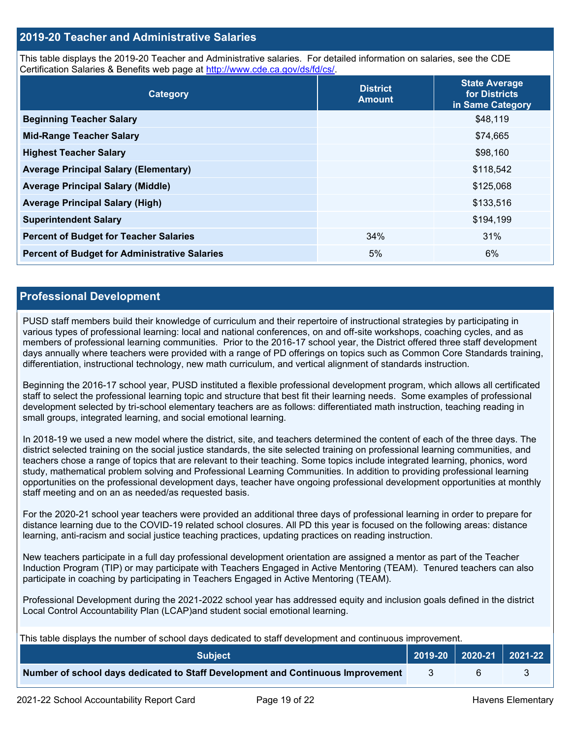## 2019-20 Teacher and Administrative Salaries

This table displays the 2019-20 Teacher and Administrative salaries. For detailed information on salaries, see the CDE Certification Salaries & Benefits web page at http://www.cde.ca.gov/ds/fd/cs/.

| Category | District Amount | State Average for Districts in Same Category |
|---|---|---|
| **Beginning Teacher Salary** | | $48,119 |
| **Mid-Range Teacher Salary** | | $74,665 |
| **Highest Teacher Salary** | | $98,160 |
| **Average Principal Salary (Elementary)** | | $118,542 |
| **Average Principal Salary (Middle)** | | $125,068 |
| **Average Principal Salary (High)** | | $133,516 |
| **Superintendent Salary** | | $194,199 |
| **Percent of Budget for Teacher Salaries** | 34% | 31% |
| **Percent of Budget for Administrative Salaries** | 5% | 6% |

## Professional Development

PUSD staff members build their knowledge of curriculum and their repertoire of instructional strategies by participating in various types of professional learning: local and national conferences, on and off-site workshops, coaching cycles, and as members of professional learning communities. Prior to the 2016-17 school year, the District offered three staff development days annually where teachers were provided with a range of PD offerings on topics such as Common Core Standards training, differentiation, instructional technology, new math curriculum, and vertical alignment of standards instruction.

Beginning the 2016-17 school year, PUSD instituted a flexible professional development program, which allows all certificated staff to select the professional learning topic and structure that best fit their learning needs. Some examples of professional development selected by tri-school elementary teachers are as follows: differentiated math instruction, teaching reading in small groups, integrated learning, and social emotional learning.

In 2018-19 we used a new model where the district, site, and teachers determined the content of each of the three days. The district selected training on the social justice standards, the site selected training on professional learning communities, and teachers chose a range of topics that are relevant to their teaching. Some topics include integrated learning, phonics, word study, mathematical problem solving and Professional Learning Communities. In addition to providing professional learning opportunities on the professional development days, teacher have ongoing professional development opportunities at monthly staff meeting and on an as needed/as requested basis.

For the 2020-21 school year teachers were provided an additional three days of professional learning in order to prepare for distance learning due to the COVID-19 related school closures. All PD this year is focused on the following areas: distance learning, anti-racism and social justice teaching practices, updating practices on reading instruction.

New teachers participate in a full day professional development orientation are assigned a mentor as part of the Teacher Induction Program (TIP) or may participate with Teachers Engaged in Active Mentoring (TEAM). Tenured teachers can also participate in coaching by participating in Teachers Engaged in Active Mentoring (TEAM).

Professional Development during the 2021-2022 school year has addressed equity and inclusion goals defined in the district Local Control Accountability Plan (LCAP)and student social emotional learning.

This table displays the number of school days dedicated to staff development and continuous improvement.

| Subject | 2019-20 | 2020-21 | 2021-22 |
|---|---|---|---|
| **Number of school days dedicated to Staff Development and Continuous Improvement** | 3 | 6 | 3 |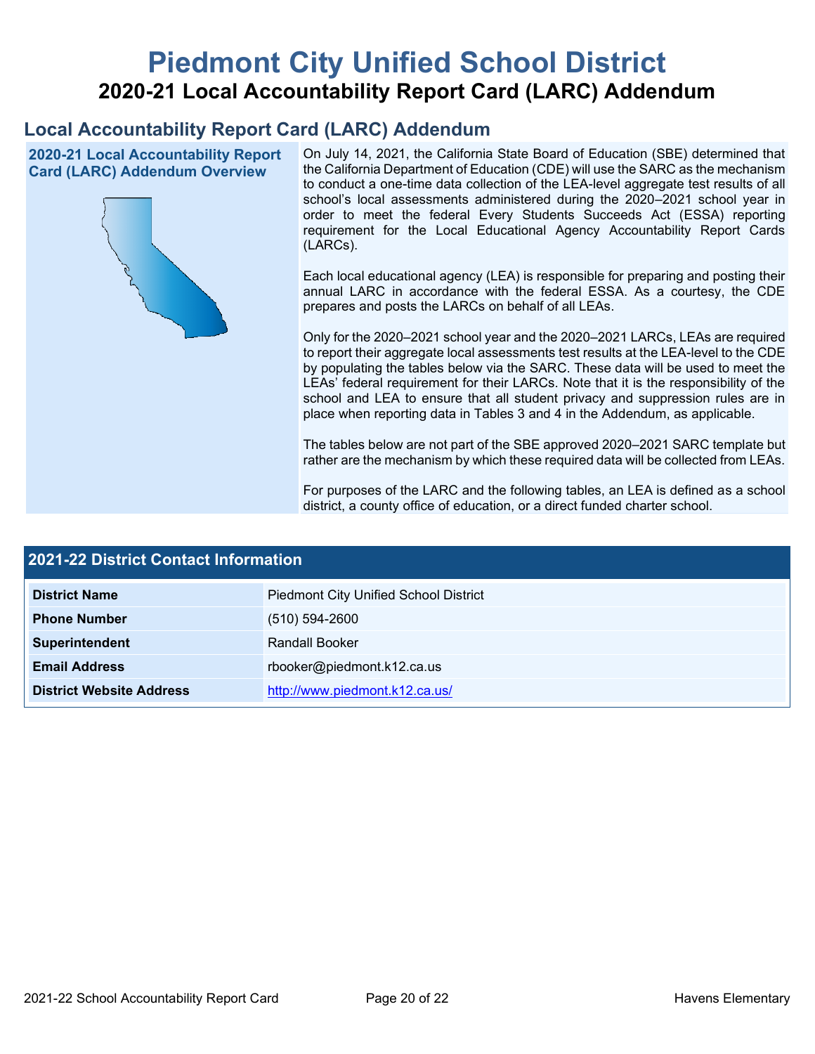# Piedmont City Unified School District

## 2020-21 Local Accountability Report Card (LARC) Addendum

### Local Accountability Report Card (LARC) Addendum

**2020-21 Local Accountability Report Card (LARC) Addendum Overview**

On July 14, 2021, the California State Board of Education (SBE) determined that the California Department of Education (CDE) will use the SARC as the mechanism to conduct a one-time data collection of the LEA-level aggregate test results of all school's local assessments administered during the 2020–2021 school year in order to meet the federal Every Students Succeeds Act (ESSA) reporting requirement for the Local Educational Agency Accountability Report Cards (LARCs).

Each local educational agency (LEA) is responsible for preparing and posting their annual LARC in accordance with the federal ESSA. As a courtesy, the CDE prepares and posts the LARCs on behalf of all LEAs.

Only for the 2020–2021 school year and the 2020–2021 LARCs, LEAs are required to report their aggregate local assessments test results at the LEA-level to the CDE by populating the tables below via the SARC. These data will be used to meet the LEAs' federal requirement for their LARCs. Note that it is the responsibility of the school and LEA to ensure that all student privacy and suppression rules are in place when reporting data in Tables 3 and 4 in the Addendum, as applicable.

The tables below are not part of the SBE approved 2020–2021 SARC template but rather are the mechanism by which these required data will be collected from LEAs.

For purposes of the LARC and the following tables, an LEA is defined as a school district, a county office of education, or a direct funded charter school.

### 2021-22 District Contact Information

| 2021-22 District Contact Information | |
|---|---|
| **District Name** | Piedmont City Unified School District |
| **Phone Number** | (510) 594-2600 |
| **Superintendent** | Randall Booker |
| **Email Address** | rbooker@piedmont.k12.ca.us |
| **District Website Address** | http://www.piedmont.k12.ca.us/ |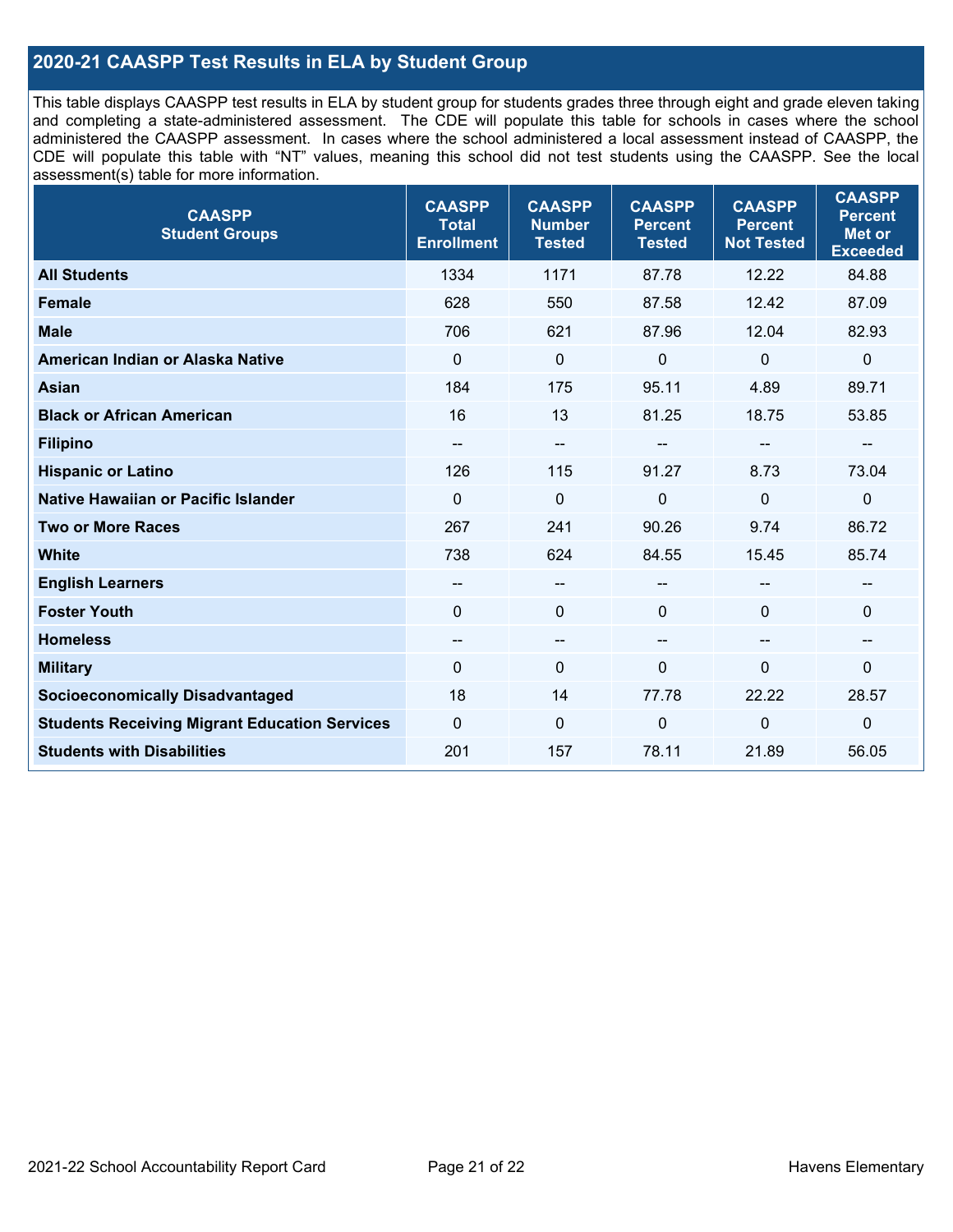## 2020-21 CAASPP Test Results in ELA by Student Group

This table displays CAASPP test results in ELA by student group for students grades three through eight and grade eleven taking and completing a state-administered assessment. The CDE will populate this table for schools in cases where the school administered the CAASPP assessment. In cases where the school administered a local assessment instead of CAASPP, the CDE will populate this table with "NT" values, meaning this school did not test students using the CAASPP. See the local assessment(s) table for more information.

| CAASPP Student Groups | CAASPP Total Enrollment | CAASPP Number Tested | CAASPP Percent Tested | CAASPP Percent Not Tested | CAASPP Percent Met or Exceeded |
|---|---|---|---|---|---|
| **All Students** | 1334 | 1171 | 87.78 | 12.22 | 84.88 |
| **Female** | 628 | 550 | 87.58 | 12.42 | 87.09 |
| **Male** | 706 | 621 | 87.96 | 12.04 | 82.93 |
| **American Indian or Alaska Native** | 0 | 0 | 0 | 0 | 0 |
| **Asian** | 184 | 175 | 95.11 | 4.89 | 89.71 |
| **Black or African American** | 16 | 13 | 81.25 | 18.75 | 53.85 |
| **Filipino** | -- | -- | -- | -- | -- |
| **Hispanic or Latino** | 126 | 115 | 91.27 | 8.73 | 73.04 |
| **Native Hawaiian or Pacific Islander** | 0 | 0 | 0 | 0 | 0 |
| **Two or More Races** | 267 | 241 | 90.26 | 9.74 | 86.72 |
| **White** | 738 | 624 | 84.55 | 15.45 | 85.74 |
| **English Learners** | -- | -- | -- | -- | -- |
| **Foster Youth** | 0 | 0 | 0 | 0 | 0 |
| **Homeless** | -- | -- | -- | -- | -- |
| **Military** | 0 | 0 | 0 | 0 | 0 |
| **Socioeconomically Disadvantaged** | 18 | 14 | 77.78 | 22.22 | 28.57 |
| **Students Receiving Migrant Education Services** | 0 | 0 | 0 | 0 | 0 |
| **Students with Disabilities** | 201 | 157 | 78.11 | 21.89 | 56.05 |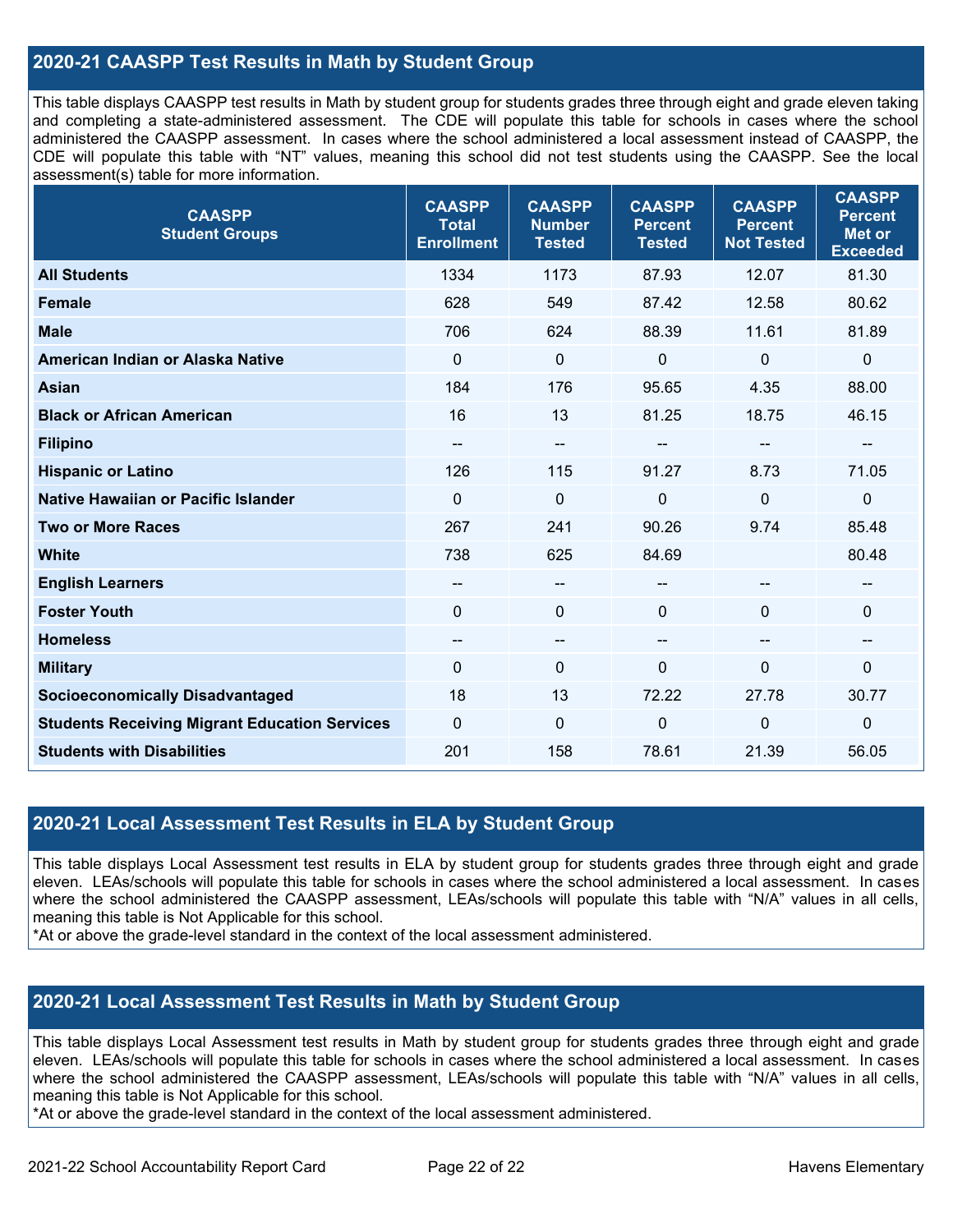## 2020-21 CAASPP Test Results in Math by Student Group

This table displays CAASPP test results in Math by student group for students grades three through eight and grade eleven taking and completing a state-administered assessment. The CDE will populate this table for schools in cases where the school administered the CAASPP assessment. In cases where the school administered a local assessment instead of CAASPP, the CDE will populate this table with "NT" values, meaning this school did not test students using the CAASPP. See the local assessment(s) table for more information.

| CAASPP Student Groups | CAASPP Total Enrollment | CAASPP Number Tested | CAASPP Percent Tested | CAASPP Percent Not Tested | CAASPP Percent Met or Exceeded |
|---|---|---|---|---|---|
| **All Students** | 1334 | 1173 | 87.93 | 12.07 | 81.30 |
| **Female** | 628 | 549 | 87.42 | 12.58 | 80.62 |
| **Male** | 706 | 624 | 88.39 | 11.61 | 81.89 |
| **American Indian or Alaska Native** | 0 | 0 | 0 | 0 | 0 |
| **Asian** | 184 | 176 | 95.65 | 4.35 | 88.00 |
| **Black or African American** | 16 | 13 | 81.25 | 18.75 | 46.15 |
| **Filipino** | -- | -- | -- | -- | -- |
| **Hispanic or Latino** | 126 | 115 | 91.27 | 8.73 | 71.05 |
| **Native Hawaiian or Pacific Islander** | 0 | 0 | 0 | 0 | 0 |
| **Two or More Races** | 267 | 241 | 90.26 | 9.74 | 85.48 |
| **White** | 738 | 625 | 84.69 | | 80.48 |
| **English Learners** | -- | -- | -- | -- | -- |
| **Foster Youth** | 0 | 0 | 0 | 0 | 0 |
| **Homeless** | -- | -- | -- | -- | -- |
| **Military** | 0 | 0 | 0 | 0 | 0 |
| **Socioeconomically Disadvantaged** | 18 | 13 | 72.22 | 27.78 | 30.77 |
| **Students Receiving Migrant Education Services** | 0 | 0 | 0 | 0 | 0 |
| **Students with Disabilities** | 201 | 158 | 78.61 | 21.39 | 56.05 |

## 2020-21 Local Assessment Test Results in ELA by Student Group

This table displays Local Assessment test results in ELA by student group for students grades three through eight and grade eleven. LEAs/schools will populate this table for schools in cases where the school administered a local assessment. In cases where the school administered the CAASPP assessment, LEAs/schools will populate this table with "N/A" values in all cells, meaning this table is Not Applicable for this school.

*At or above the grade-level standard in the context of the local assessment administered.

## 2020-21 Local Assessment Test Results in Math by Student Group

This table displays Local Assessment test results in Math by student group for students grades three through eight and grade eleven. LEAs/schools will populate this table for schools in cases where the school administered a local assessment. In cases where the school administered the CAASPP assessment, LEAs/schools will populate this table with "N/A" values in all cells, meaning this table is Not Applicable for this school.

*At or above the grade-level standard in the context of the local assessment administered.